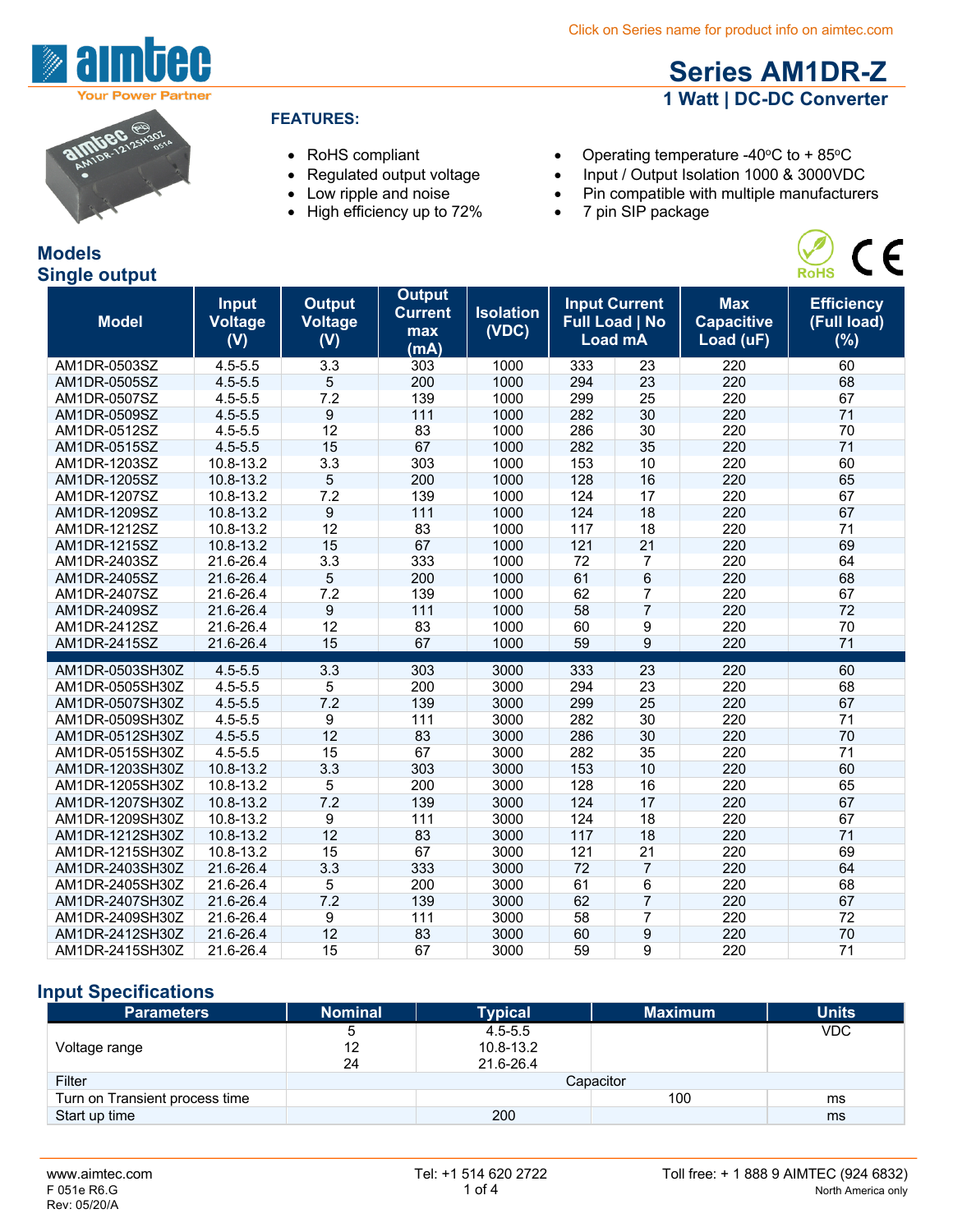Click on Series name for product info on aimtec.com

# Series AM1DR-Z

## 1 Watt | DC-DC Converter

**FEATURES:**

- RoHS compliant
- Regulated output voltage
- Low ripple and noise
- High efficiency up to 72%
- Operating temperature -40°C to + 85°C
- Input / Output Isolation 1000 & 3000VDC
- Pin compatible with multiple manufacturers
- 7 pin SIP package

## Models
## Single output

| Model | Input Voltage (V) | Output Voltage (V) | Output Current max (mA) | Isolation (VDC) | Input Current Full Load mA | Input Current No Load mA | Max Capacitive Load (uF) | Efficiency (Full load) (%) |
|---|---|---|---|---|---|---|---|---|
| AM1DR-0503SZ | 4.5-5.5 | 3.3 | 303 | 1000 | 333 | 23 | 220 | 60 |
| AM1DR-0505SZ | 4.5-5.5 | 5 | 200 | 1000 | 294 | 23 | 220 | 68 |
| AM1DR-0507SZ | 4.5-5.5 | 7.2 | 139 | 1000 | 299 | 25 | 220 | 67 |
| AM1DR-0509SZ | 4.5-5.5 | 9 | 111 | 1000 | 282 | 30 | 220 | 71 |
| AM1DR-0512SZ | 4.5-5.5 | 12 | 83 | 1000 | 286 | 30 | 220 | 70 |
| AM1DR-0515SZ | 4.5-5.5 | 15 | 67 | 1000 | 282 | 35 | 220 | 71 |
| AM1DR-1203SZ | 10.8-13.2 | 3.3 | 303 | 1000 | 153 | 10 | 220 | 60 |
| AM1DR-1205SZ | 10.8-13.2 | 5 | 200 | 1000 | 128 | 16 | 220 | 65 |
| AM1DR-1207SZ | 10.8-13.2 | 7.2 | 139 | 1000 | 124 | 17 | 220 | 67 |
| AM1DR-1209SZ | 10.8-13.2 | 9 | 111 | 1000 | 124 | 18 | 220 | 67 |
| AM1DR-1212SZ | 10.8-13.2 | 12 | 83 | 1000 | 117 | 18 | 220 | 71 |
| AM1DR-1215SZ | 10.8-13.2 | 15 | 67 | 1000 | 121 | 21 | 220 | 69 |
| AM1DR-2403SZ | 21.6-26.4 | 3.3 | 333 | 1000 | 72 | 7 | 220 | 64 |
| AM1DR-2405SZ | 21.6-26.4 | 5 | 200 | 1000 | 61 | 6 | 220 | 68 |
| AM1DR-2407SZ | 21.6-26.4 | 7.2 | 139 | 1000 | 62 | 7 | 220 | 67 |
| AM1DR-2409SZ | 21.6-26.4 | 9 | 111 | 1000 | 58 | 7 | 220 | 72 |
| AM1DR-2412SZ | 21.6-26.4 | 12 | 83 | 1000 | 60 | 9 | 220 | 70 |
| AM1DR-2415SZ | 21.6-26.4 | 15 | 67 | 1000 | 59 | 9 | 220 | 71 |
| AM1DR-0503SH30Z | 4.5-5.5 | 3.3 | 303 | 3000 | 333 | 23 | 220 | 60 |
| AM1DR-0505SH30Z | 4.5-5.5 | 5 | 200 | 3000 | 294 | 23 | 220 | 68 |
| AM1DR-0507SH30Z | 4.5-5.5 | 7.2 | 139 | 3000 | 299 | 25 | 220 | 67 |
| AM1DR-0509SH30Z | 4.5-5.5 | 9 | 111 | 3000 | 282 | 30 | 220 | 71 |
| AM1DR-0512SH30Z | 4.5-5.5 | 12 | 83 | 3000 | 286 | 30 | 220 | 70 |
| AM1DR-0515SH30Z | 4.5-5.5 | 15 | 67 | 3000 | 282 | 35 | 220 | 71 |
| AM1DR-1203SH30Z | 10.8-13.2 | 3.3 | 303 | 3000 | 153 | 10 | 220 | 60 |
| AM1DR-1205SH30Z | 10.8-13.2 | 5 | 200 | 3000 | 128 | 16 | 220 | 65 |
| AM1DR-1207SH30Z | 10.8-13.2 | 7.2 | 139 | 3000 | 124 | 17 | 220 | 67 |
| AM1DR-1209SH30Z | 10.8-13.2 | 9 | 111 | 3000 | 124 | 18 | 220 | 67 |
| AM1DR-1212SH30Z | 10.8-13.2 | 12 | 83 | 3000 | 117 | 18 | 220 | 71 |
| AM1DR-1215SH30Z | 10.8-13.2 | 15 | 67 | 3000 | 121 | 21 | 220 | 69 |
| AM1DR-2403SH30Z | 21.6-26.4 | 3.3 | 333 | 3000 | 72 | 7 | 220 | 64 |
| AM1DR-2405SH30Z | 21.6-26.4 | 5 | 200 | 3000 | 61 | 6 | 220 | 68 |
| AM1DR-2407SH30Z | 21.6-26.4 | 7.2 | 139 | 3000 | 62 | 7 | 220 | 67 |
| AM1DR-2409SH30Z | 21.6-26.4 | 9 | 111 | 3000 | 58 | 7 | 220 | 72 |
| AM1DR-2412SH30Z | 21.6-26.4 | 12 | 83 | 3000 | 60 | 9 | 220 | 70 |
| AM1DR-2415SH30Z | 21.6-26.4 | 15 | 67 | 3000 | 59 | 9 | 220 | 71 |

## Input Specifications

| Parameters | Nominal | Typical | Maximum | Units |
|---|---|---|---|---|
| Voltage range | 5<br>12<br>24 | 4.5-5.5<br>10.8-13.2<br>21.6-26.4 | | VDC |
| Filter | Capacitor | | | |
| Turn on Transient process time | | | 100 | ms |
| Start up time | | 200 | | ms |

www.aimtec.com    Tel: +1 514 620 2722    Toll free: + 1 888 9 AIMTEC (924 6832) North America only

F 051e R6.G
Rev: 05/20/A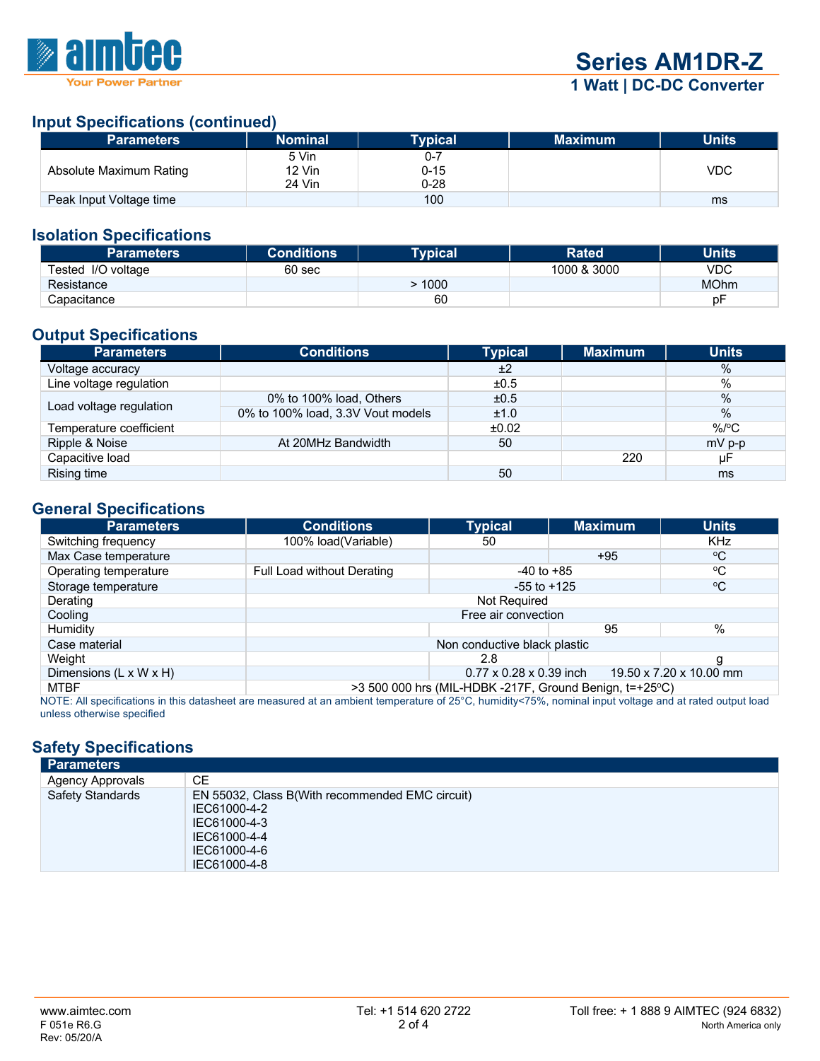## Input Specifications (continued)

| Parameters | Nominal | Typical | Maximum | Units |
|---|---|---|---|---|
| Absolute Maximum Rating | 5 Vin<br>12 Vin<br>24 Vin | 0-7<br>0-15<br>0-28 | | VDC |
| Peak Input Voltage time | | 100 | | ms |

## Isolation Specifications

| Parameters | Conditions | Typical | Rated | Units |
|---|---|---|---|---|
| Tested I/O voltage | 60 sec | | 1000 & 3000 | VDC |
| Resistance | | > 1000 | | MOhm |
| Capacitance | | 60 | | pF |

## Output Specifications

| Parameters | Conditions | Typical | Maximum | Units |
|---|---|---|---|---|
| Voltage accuracy | | ±2 | | % |
| Line voltage regulation | | ±0.5 | | % |
| Load voltage regulation | 0% to 100% load, Others | ±0.5 | | % |
| | 0% to 100% load, 3.3V Vout models | ±1.0 | | % |
| Temperature coefficient | | ±0.02 | | %/ºC |
| Ripple & Noise | At 20MHz Bandwidth | 50 | | mV p-p |
| Capacitive load | | | 220 | µF |
| Rising time | | 50 | | ms |

## General Specifications

| Parameters | Conditions | Typical | Maximum | Units |
|---|---|---|---|---|
| Switching frequency | 100% load(Variable) | 50 | | KHz |
| Max Case temperature | | | +95 | ºC |
| Operating temperature | Full Load without Derating | -40 to +85 | | ºC |
| Storage temperature | | -55 to +125 | | ºC |
| Derating | Not Required | | | |
| Cooling | Free air convection | | | |
| Humidity | | | 95 | % |
| Case material | Non conductive black plastic | | | |
| Weight | | 2.8 | | g |
| Dimensions (L x W x H) | | 0.77 x 0.28 x 0.39 inch | 19.50 x 7.20 x 10.00 mm | |
| MTBF | >3 500 000 hrs (MIL-HDBK -217F, Ground Benign, t=+25ºC) | | | |

NOTE: All specifications in this datasheet are measured at an ambient temperature of 25°C, humidity<75%, nominal input voltage and at rated output load unless otherwise specified

## Safety Specifications

| Parameters | |
|---|---|
| Agency Approvals | CE |
| Safety Standards | EN 55032, Class B(With recommended EMC circuit)<br>IEC61000-4-2<br>IEC61000-4-3<br>IEC61000-4-4<br>IEC61000-4-6<br>IEC61000-4-8 |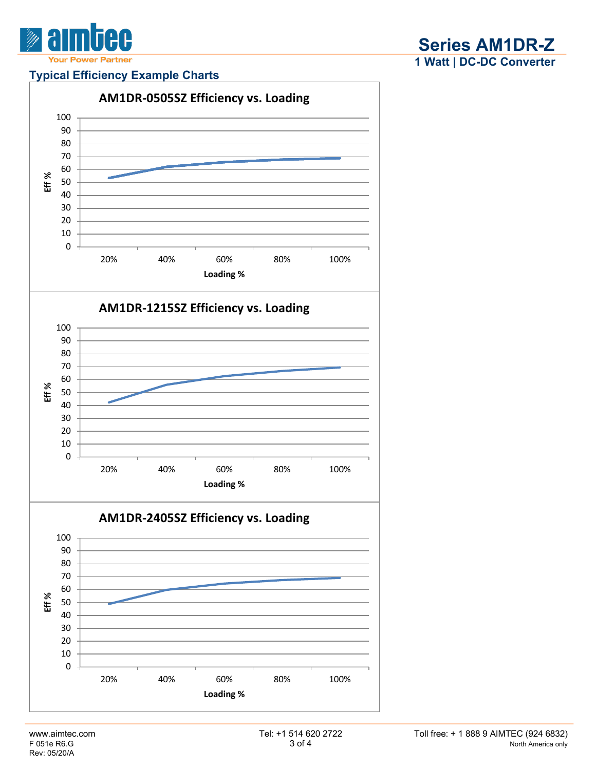## Typical Efficiency Example Charts

**AM1DR-0505SZ Efficiency vs. Loading**

Eff %: 0, 10, 20, 30, 40, 50, 60, 70, 80, 90, 100

Loading %: 20%, 40%, 60%, 80%, 100%

**AM1DR-1215SZ Efficiency vs. Loading**

Eff %: 0, 10, 20, 30, 40, 50, 60, 70, 80, 90, 100

Loading %: 20%, 40%, 60%, 80%, 100%

**AM1DR-2405SZ Efficiency vs. Loading**

Eff %: 0, 10, 20, 30, 40, 50, 60, 70, 80, 90, 100

Loading %: 20%, 40%, 60%, 80%, 100%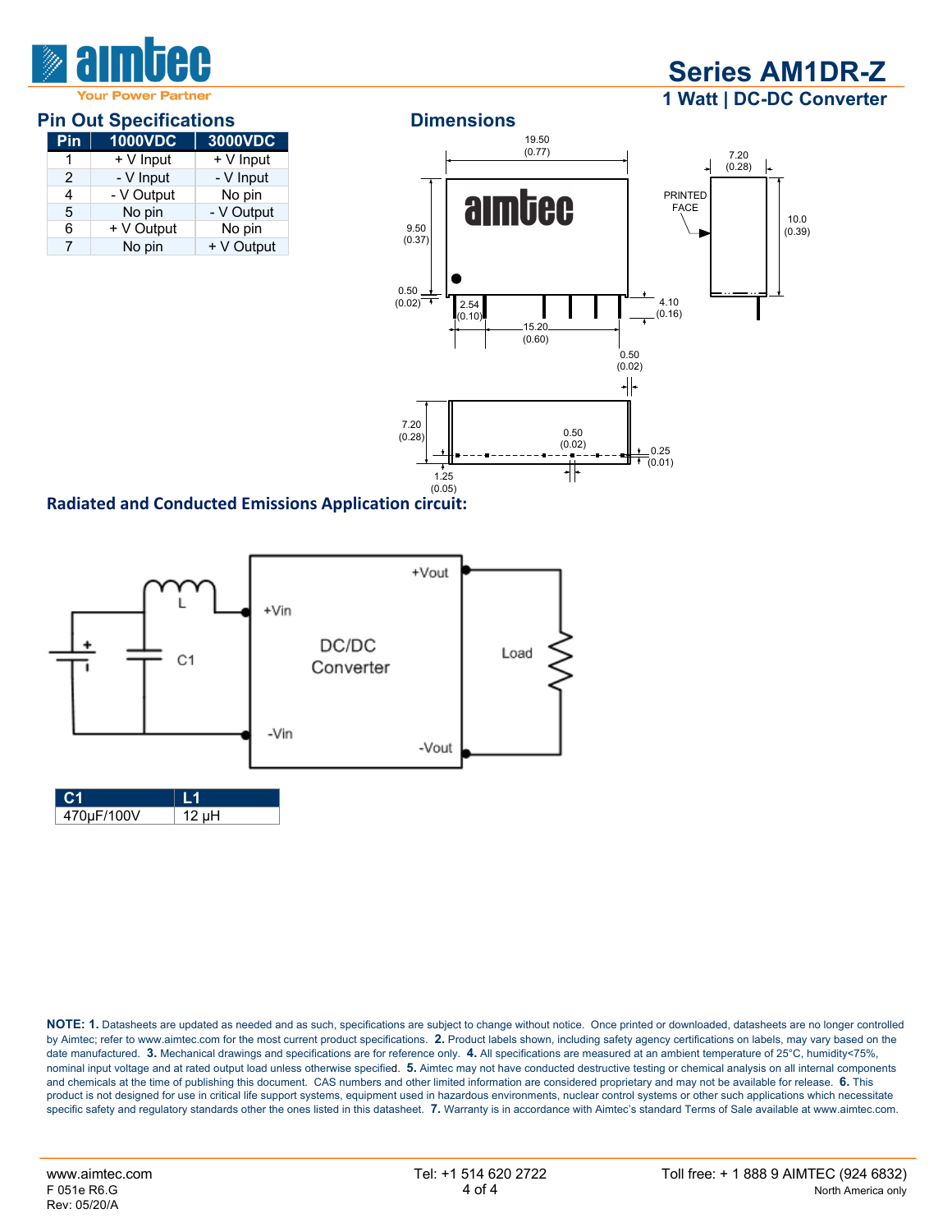# Series AM1DR-Z

**1 Watt | DC-DC Converter**

## Pin Out Specifications

| Pin | 1000VDC | 3000VDC |
|---|---|---|
| 1 | + V Input | + V Input |
| 2 | - V Input | - V Input |
| 4 | - V Output | No pin |
| 5 | No pin | - V Output |
| 6 | + V Output | No pin |
| 7 | No pin | + V Output |

## Dimensions

19.50
(0.77)
9.50
(0.37)
0.50
(0.02)
2.54
(0.10)
15.20
(0.60)
4.10
(0.16)
0.50
(0.02)
7.20
(0.28)
PRINTED FACE
10.0
(0.39)
7.20
(0.28)
0.50
(0.02)
0.25
(0.01)
1.25
(0.05)

## Radiated and Conducted Emissions Application circuit:

L
C1
+Vin
-Vin
DC/DC Converter
+Vout
-Vout
Load

| C1 | L1 |
|---|---|
| 470µF/100V | 12 µH |

**NOTE: 1.** Datasheets are updated as needed and as such, specifications are subject to change without notice. Once printed or downloaded, datasheets are no longer controlled by Aimtec; refer to www.aimtec.com for the most current product specifications. **2.** Product labels shown, including safety agency certifications on labels, may vary based on the date manufactured. **3.** Mechanical drawings and specifications are for reference only. **4.** All specifications are measured at an ambient temperature of 25°C, humidity<75%, nominal input voltage and at rated output load unless otherwise specified. **5.** Aimtec may not have conducted destructive testing or chemical analysis on all internal components and chemicals at the time of publishing this document. CAS numbers and other limited information are considered proprietary and may not be available for release. **6.** This product is not designed for use in critical life support systems, equipment used in hazardous environments, nuclear control systems or other such applications which necessitate specific safety and regulatory standards other the ones listed in this datasheet. **7.** Warranty is in accordance with Aimtec's standard Terms of Sale available at www.aimtec.com.